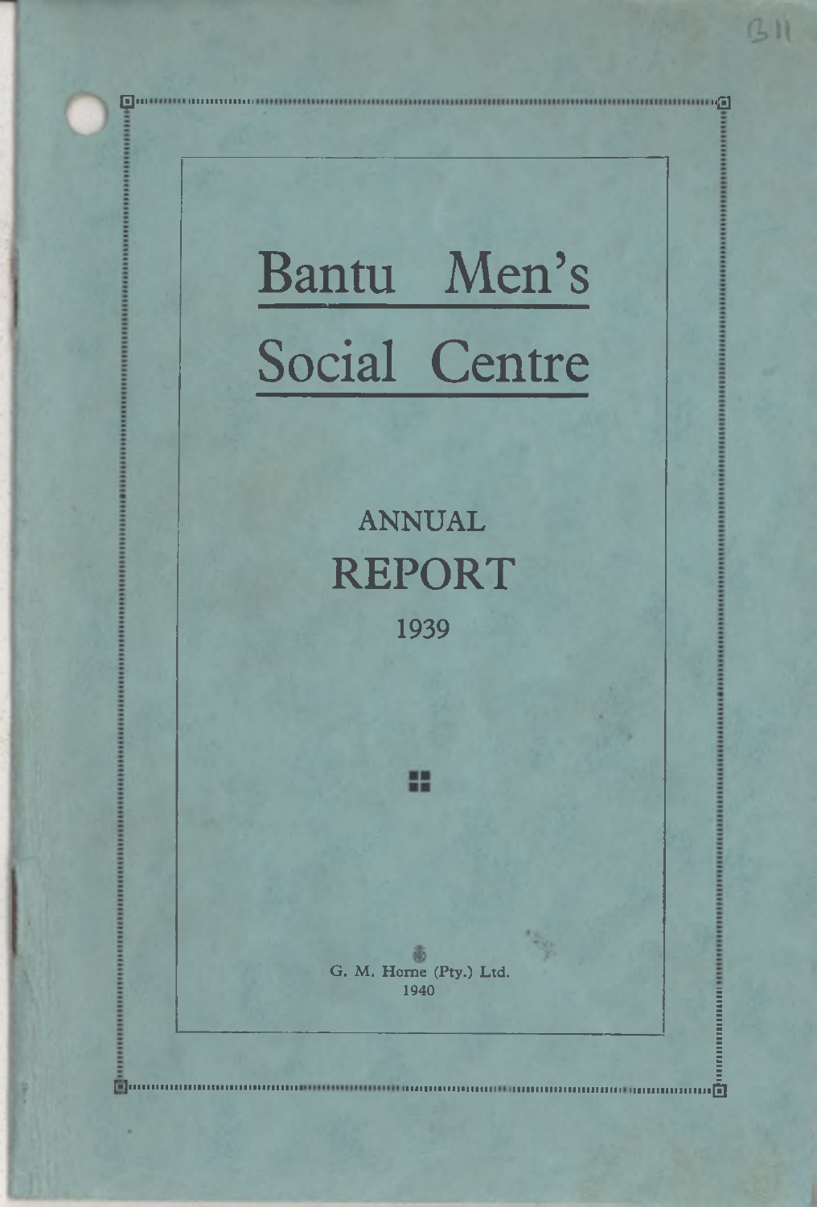# Bantu Men's Social Centre

## ANNUAL REPORT

1939

G. M. Horne (Pty.) Ltd.
1940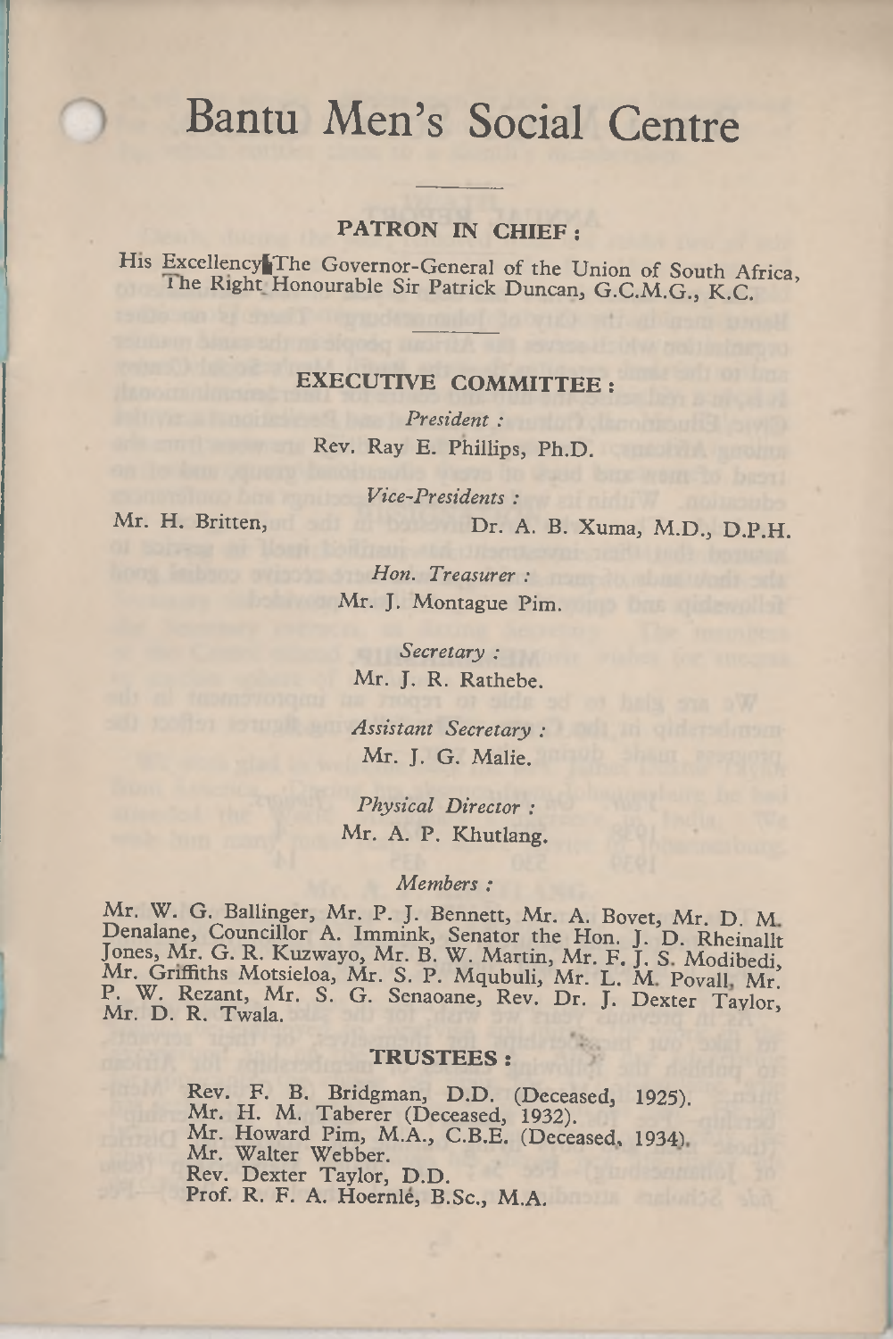# Bantu Men's Social Centre

## PATRON IN CHIEF:

His Excellency The Governor-General of the Union of South Africa, The Right Honourable Sir Patrick Duncan, G.C.M.G., K.C.

## EXECUTIVE COMMITTEE:

*President :*
Rev. Ray E. Phillips, Ph.D.

*Vice-Presidents :*
Mr. H. Britten, Dr. A. B. Xuma, M.D., D.P.H.

*Hon. Treasurer :*
Mr. J. Montague Pim.

*Secretary :*
Mr. J. R. Rathebe.

*Assistant Secretary :*
Mr. J. G. Malie.

*Physical Director :*
Mr. A. P. Khutlang.

*Members :*

Mr. W. G. Ballinger, Mr. P. J. Bennett, Mr. A. Bovet, Mr. D. M. Denalane, Councillor A. Immink, Senator the Hon. J. D. Rheinallt Jones, Mr. G. R. Kuzwayo, Mr. B. W. Martin, Mr. F. J. S. Modibedi, Mr. Griffiths Motsieloa, Mr. S. P. Mqubuli, Mr. L. M. Povall, Mr. P. W. Rezant, Mr. S. G. Senaoane, Rev. Dr. J. Dexter Taylor, Mr. D. R. Twala.

## TRUSTEES:

Rev. F. B. Bridgman, D.D. (Deceased, 1925).
Mr. H. M. Taberer (Deceased, 1932).
Mr. Howard Pim, M.A., C.B.E. (Deceased, 1934).
Mr. Walter Webber.
Rev. Dexter Taylor, D.D.
Prof. R. F. A. Hoernlé, B.Sc., M.A.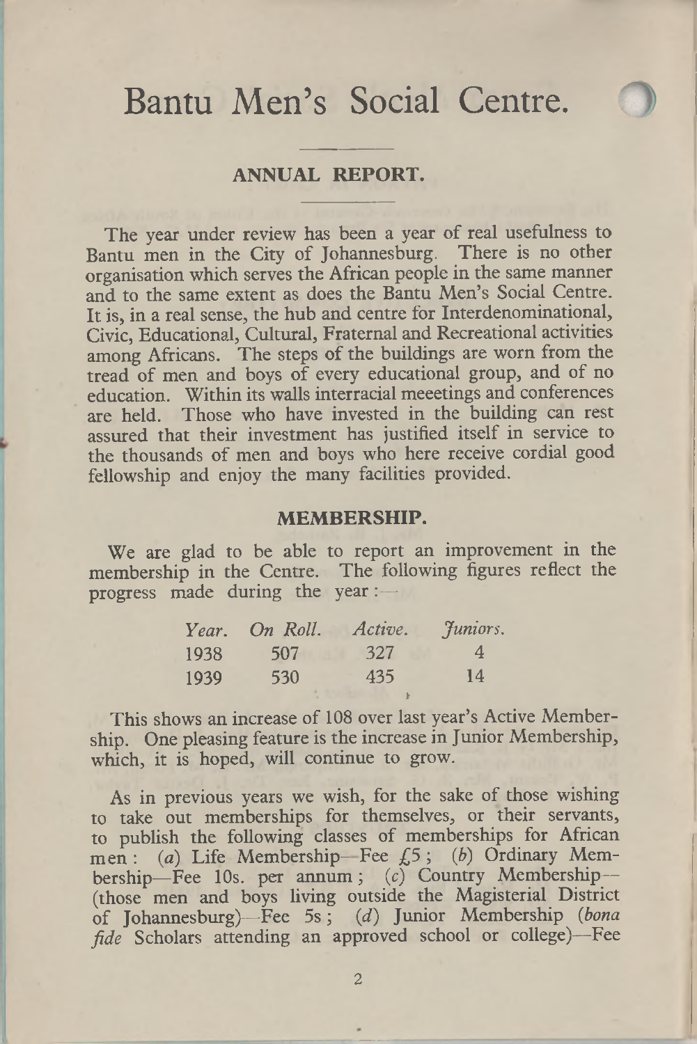# Bantu Men's Social Centre.

## ANNUAL REPORT.

The year under review has been a year of real usefulness to Bantu men in the City of Johannesburg. There is no other organisation which serves the African people in the same manner and to the same extent as does the Bantu Men's Social Centre. It is, in a real sense, the hub and centre for Interdenominational, Civic, Educational, Cultural, Fraternal and Recreational activities among Africans. The steps of the buildings are worn from the tread of men and boys of every educational group, and of no education. Within its walls interracial meeetings and conferences are held. Those who have invested in the building can rest assured that their investment has justified itself in service to the thousands of men and boys who here receive cordial good fellowship and enjoy the many facilities provided.

## MEMBERSHIP.

We are glad to be able to report an improvement in the membership in the Centre. The following figures reflect the progress made during the year:—

| *Year.* | *On Roll.* | *Active.* | *Juniors.* |
|---|---|---|---|
| 1938 | 507 | 327 | 4 |
| 1939 | 530 | 435 | 14 |

This shows an increase of 108 over last year's Active Membership. One pleasing feature is the increase in Junior Membership, which, it is hoped, will continue to grow.

As in previous years we wish, for the sake of those wishing to take out memberships for themselves, or their servants, to publish the following classes of memberships for African men: (*a*) Life Membership—Fee £5; (*b*) Ordinary Membership—Fee 10s. per annum; (*c*) Country Membership—(those men and boys living outside the Magisterial District of Johannesburg)—Fee 5s; (*d*) Junior Membership (*bona fide* Scholars attending an approved school or college)—Fee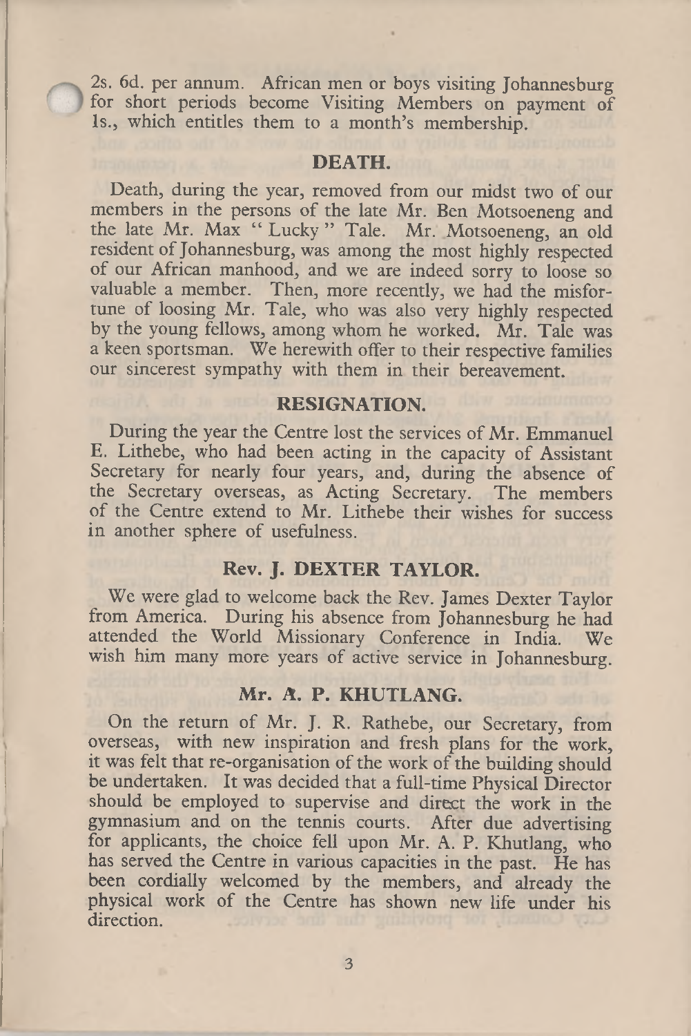2s. 6d. per annum. African men or boys visiting Johannesburg for short periods become Visiting Members on payment of 1s., which entitles them to a month's membership.

## DEATH.

Death, during the year, removed from our midst two of our members in the persons of the late Mr. Ben Motsoeneng and the late Mr. Max " Lucky " Tale. Mr. Motsoeneng, an old resident of Johannesburg, was among the most highly respected of our African manhood, and we are indeed sorry to loose so valuable a member. Then, more recently, we had the misfortune of loosing Mr. Tale, who was also very highly respected by the young fellows, among whom he worked. Mr. Tale was a keen sportsman. We herewith offer to their respective families our sincerest sympathy with them in their bereavement.

## RESIGNATION.

During the year the Centre lost the services of Mr. Emmanuel E. Lithebe, who had been acting in the capacity of Assistant Secretary for nearly four years, and, during the absence of the Secretary overseas, as Acting Secretary. The members of the Centre extend to Mr. Lithebe their wishes for success in another sphere of usefulness.

## Rev. J. DEXTER TAYLOR.

We were glad to welcome back the Rev. James Dexter Taylor from America. During his absence from Johannesburg he had attended the World Missionary Conference in India. We wish him many more years of active service in Johannesburg.

## Mr. A. P. KHUTLANG.

On the return of Mr. J. R. Rathebe, our Secretary, from overseas, with new inspiration and fresh plans for the work, it was felt that re-organisation of the work of the building should be undertaken. It was decided that a full-time Physical Director should be employed to supervise and direct the work in the gymnasium and on the tennis courts. After due advertising for applicants, the choice fell upon Mr. A. P. Khutlang, who has served the Centre in various capacities in the past. He has been cordially welcomed by the members, and already the physical work of the Centre has shown new life under his direction.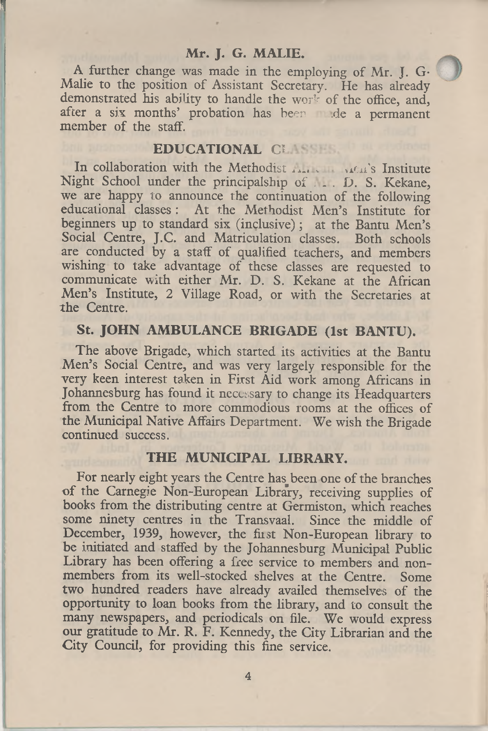### Mr. J. G. MALIE.

A further change was made in the employing of Mr. J. G. Malie to the position of Assistant Secretary. He has already demonstrated his ability to handle the work of the office, and, after a six months' probation has been made a permanent member of the staff.

### EDUCATIONAL CLASSES.

In collaboration with the Methodist African Men's Institute Night School under the principalship of Mr. D. S. Kekane, we are happy to announce the continuation of the following educational classes: At the Methodist Men's Institute for beginners up to standard six (inclusive); at the Bantu Men's Social Centre, J.C. and Matriculation classes. Both schools are conducted by a staff of qualified teachers, and members wishing to take advantage of these classes are requested to communicate with either Mr. D. S. Kekane at the African Men's Institute, 2 Village Road, or with the Secretaries at the Centre.

### St. JOHN AMBULANCE BRIGADE (1st BANTU).

The above Brigade, which started its activities at the Bantu Men's Social Centre, and was very largely responsible for the very keen interest taken in First Aid work among Africans in Johannesburg has found it necessary to change its Headquarters from the Centre to more commodious rooms at the offices of the Municipal Native Affairs Department. We wish the Brigade continued success.

### THE MUNICIPAL LIBRARY.

For nearly eight years the Centre has been one of the branches of the Carnegie Non-European Library, receiving supplies of books from the distributing centre at Germiston, which reaches some ninety centres in the Transvaal. Since the middle of December, 1939, however, the first Non-European library to be initiated and staffed by the Johannesburg Municipal Public Library has been offering a free service to members and non-members from its well-stocked shelves at the Centre. Some two hundred readers have already availed themselves of the opportunity to loan books from the library, and to consult the many newspapers, and periodicals on file. We would express our gratitude to Mr. R. F. Kennedy, the City Librarian and the City Council, for providing this fine service.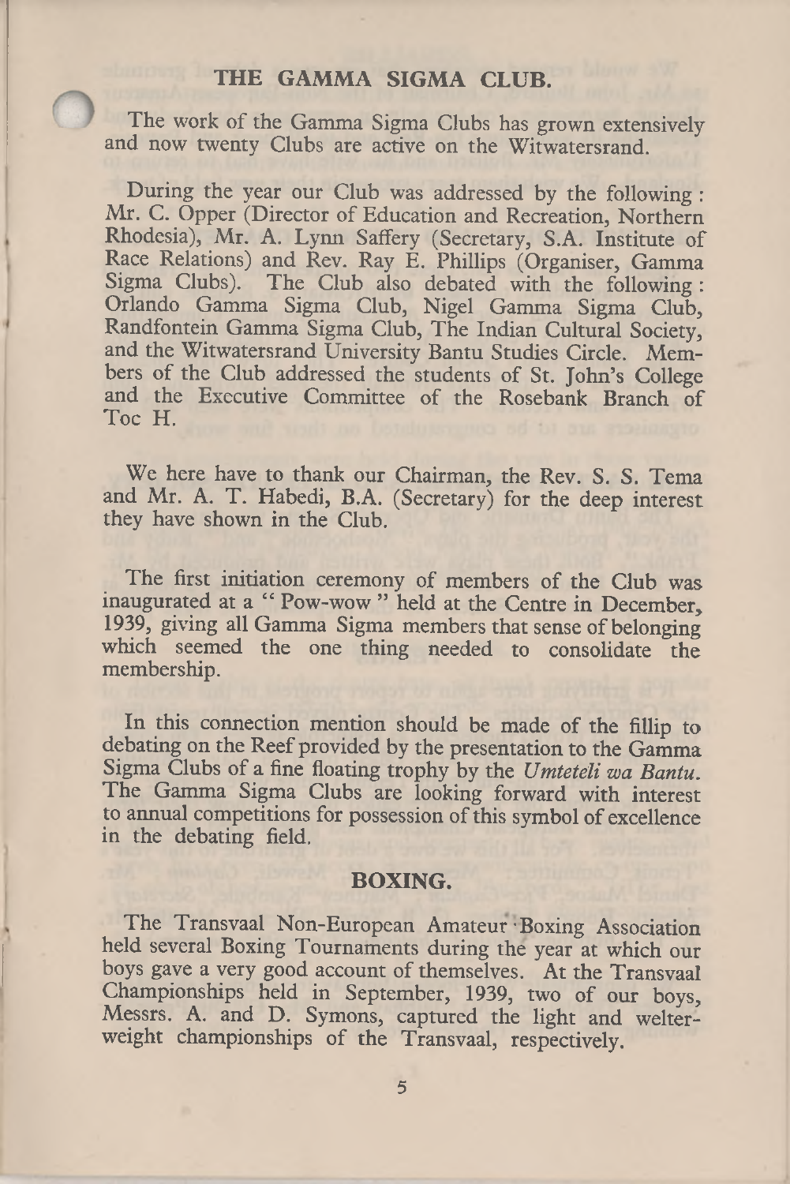## THE GAMMA SIGMA CLUB.

The work of the Gamma Sigma Clubs has grown extensively and now twenty Clubs are active on the Witwatersrand.

During the year our Club was addressed by the following: Mr. C. Opper (Director of Education and Recreation, Northern Rhodesia), Mr. A. Lynn Saffery (Secretary, S.A. Institute of Race Relations) and Rev. Ray E. Phillips (Organiser, Gamma Sigma Clubs). The Club also debated with the following: Orlando Gamma Sigma Club, Nigel Gamma Sigma Club, Randfontein Gamma Sigma Club, The Indian Cultural Society, and the Witwatersrand University Bantu Studies Circle. Members of the Club addressed the students of St. John's College and the Executive Committee of the Rosebank Branch of Toc H.

We here have to thank our Chairman, the Rev. S. S. Tema and Mr. A. T. Habedi, B.A. (Secretary) for the deep interest they have shown in the Club.

The first initiation ceremony of members of the Club was inaugurated at a "Pow-wow" held at the Centre in December, 1939, giving all Gamma Sigma members that sense of belonging which seemed the one thing needed to consolidate the membership.

In this connection mention should be made of the fillip to debating on the Reef provided by the presentation to the Gamma Sigma Clubs of a fine floating trophy by the *Umteteli wa Bantu*. The Gamma Sigma Clubs are looking forward with interest to annual competitions for possession of this symbol of excellence in the debating field.

## BOXING.

The Transvaal Non-European Amateur Boxing Association held several Boxing Tournaments during the year at which our boys gave a very good account of themselves. At the Transvaal Championships held in September, 1939, two of our boys, Messrs. A. and D. Symons, captured the light and welter-weight championships of the Transvaal, respectively.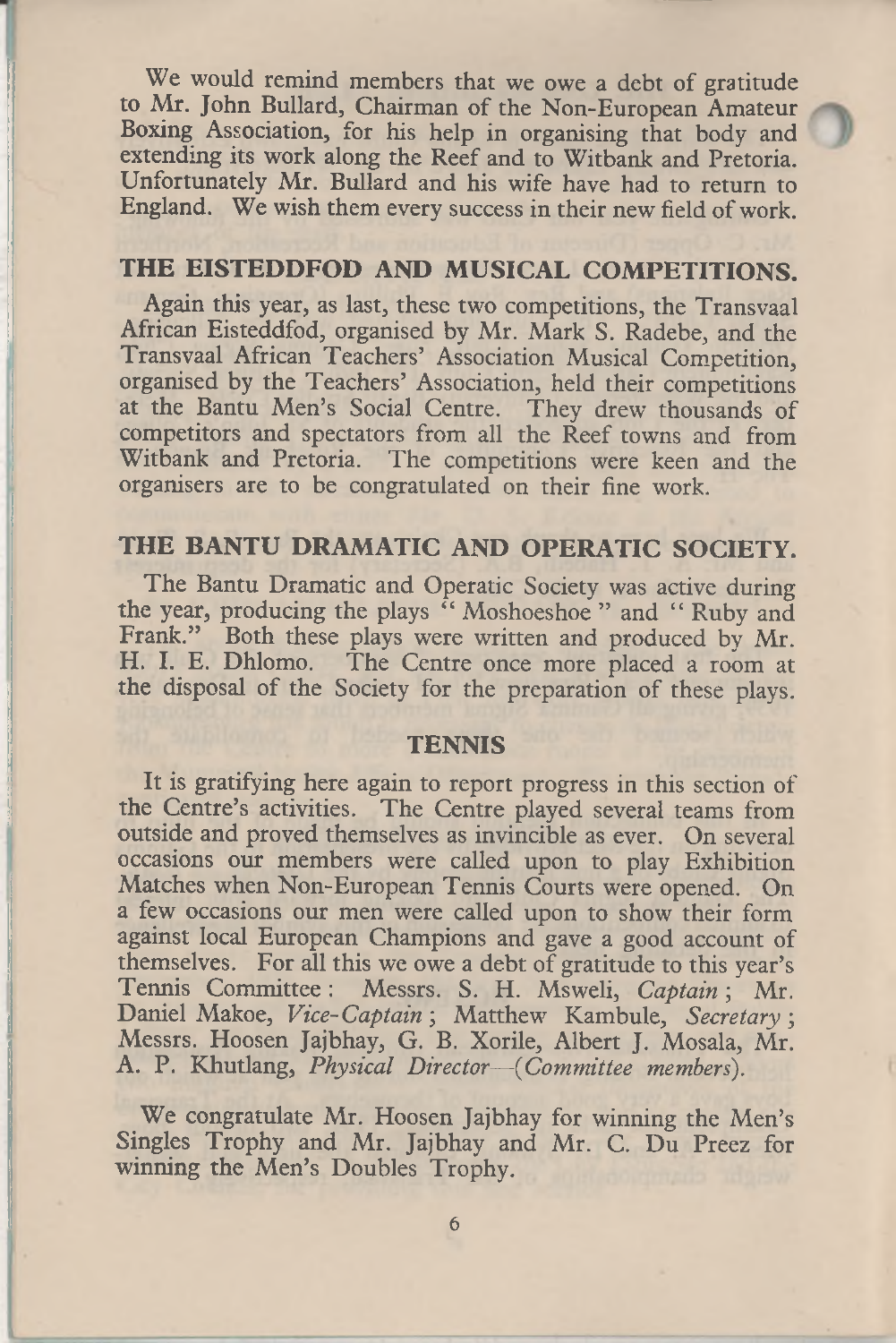We would remind members that we owe a debt of gratitude to Mr. John Bullard, Chairman of the Non-European Amateur Boxing Association, for his help in organising that body and extending its work along the Reef and to Witbank and Pretoria. Unfortunately Mr. Bullard and his wife have had to return to England. We wish them every success in their new field of work.

## THE EISTEDDFOD AND MUSICAL COMPETITIONS.

Again this year, as last, these two competitions, the Transvaal African Eisteddfod, organised by Mr. Mark S. Radebe, and the Transvaal African Teachers' Association Musical Competition, organised by the Teachers' Association, held their competitions at the Bantu Men's Social Centre. They drew thousands of competitors and spectators from all the Reef towns and from Witbank and Pretoria. The competitions were keen and the organisers are to be congratulated on their fine work.

## THE BANTU DRAMATIC AND OPERATIC SOCIETY.

The Bantu Dramatic and Operatic Society was active during the year, producing the plays "Moshoeshoe" and "Ruby and Frank." Both these plays were written and produced by Mr. H. I. E. Dhlomo. The Centre once more placed a room at the disposal of the Society for the preparation of these plays.

## TENNIS

It is gratifying here again to report progress in this section of the Centre's activities. The Centre played several teams from outside and proved themselves as invincible as ever. On several occasions our members were called upon to play Exhibition Matches when Non-European Tennis Courts were opened. On a few occasions our men were called upon to show their form against local European Champions and gave a good account of themselves. For all this we owe a debt of gratitude to this year's Tennis Committee: Messrs. S. H. Msweli, *Captain*; Mr. Daniel Makoe, *Vice-Captain*; Matthew Kambule, *Secretary*; Messrs. Hoosen Jajbhay, G. B. Xorile, Albert J. Mosala, Mr. A. P. Khutlang, *Physical Director*—(*Committee members*).

We congratulate Mr. Hoosen Jajbhay for winning the Men's Singles Trophy and Mr. Jajbhay and Mr. C. Du Preez for winning the Men's Doubles Trophy.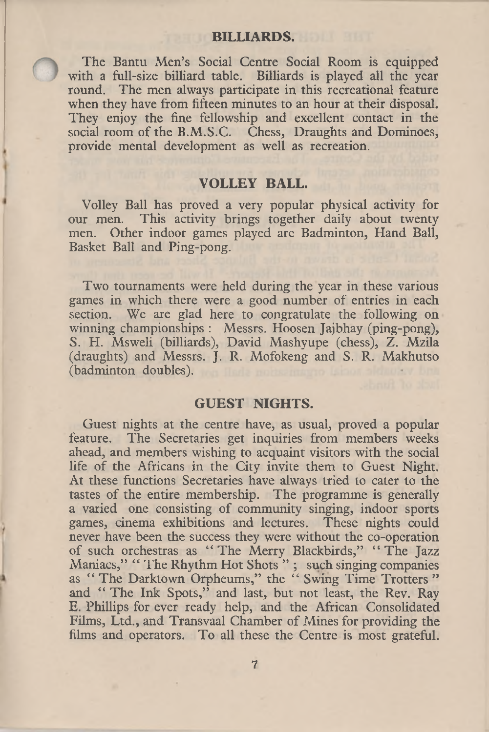## BILLIARDS.

The Bantu Men's Social Centre Social Room is equipped with a full-size billiard table. Billiards is played all the year round. The men always participate in this recreational feature when they have from fifteen minutes to an hour at their disposal. They enjoy the fine fellowship and excellent contact in the social room of the B.M.S.C. Chess, Draughts and Dominoes, provide mental development as well as recreation.

## VOLLEY BALL.

Volley Ball has proved a very popular physical activity for our men. This activity brings together daily about twenty men. Other indoor games played are Badminton, Hand Ball, Basket Ball and Ping-pong.

Two tournaments were held during the year in these various games in which there were a good number of entries in each section. We are glad here to congratulate the following on winning championships : Messrs. Hoosen Jajbhay (ping-pong), S. H. Msweli (billiards), David Mashyupe (chess), Z. Mzila (draughts) and Messrs. J. R. Mofokeng and S. R. Makhutso (badminton doubles).

## GUEST NIGHTS.

Guest nights at the centre have, as usual, proved a popular feature. The Secretaries get inquiries from members weeks ahead, and members wishing to acquaint visitors with the social life of the Africans in the City invite them to Guest Night. At these functions Secretaries have always tried to cater to the tastes of the entire membership. The programme is generally a varied one consisting of community singing, indoor sports games, cinema exhibitions and lectures. These nights could never have been the success they were without the co-operation of such orchestras as "The Merry Blackbirds," "The Jazz Maniacs," "The Rhythm Hot Shots"; such singing companies as "The Darktown Orpheums," the "Swing Time Trotters" and "The Ink Spots," and last, but not least, the Rev. Ray E. Phillips for ever ready help, and the African Consolidated Films, Ltd., and Transvaal Chamber of Mines for providing the films and operators. To all these the Centre is most grateful.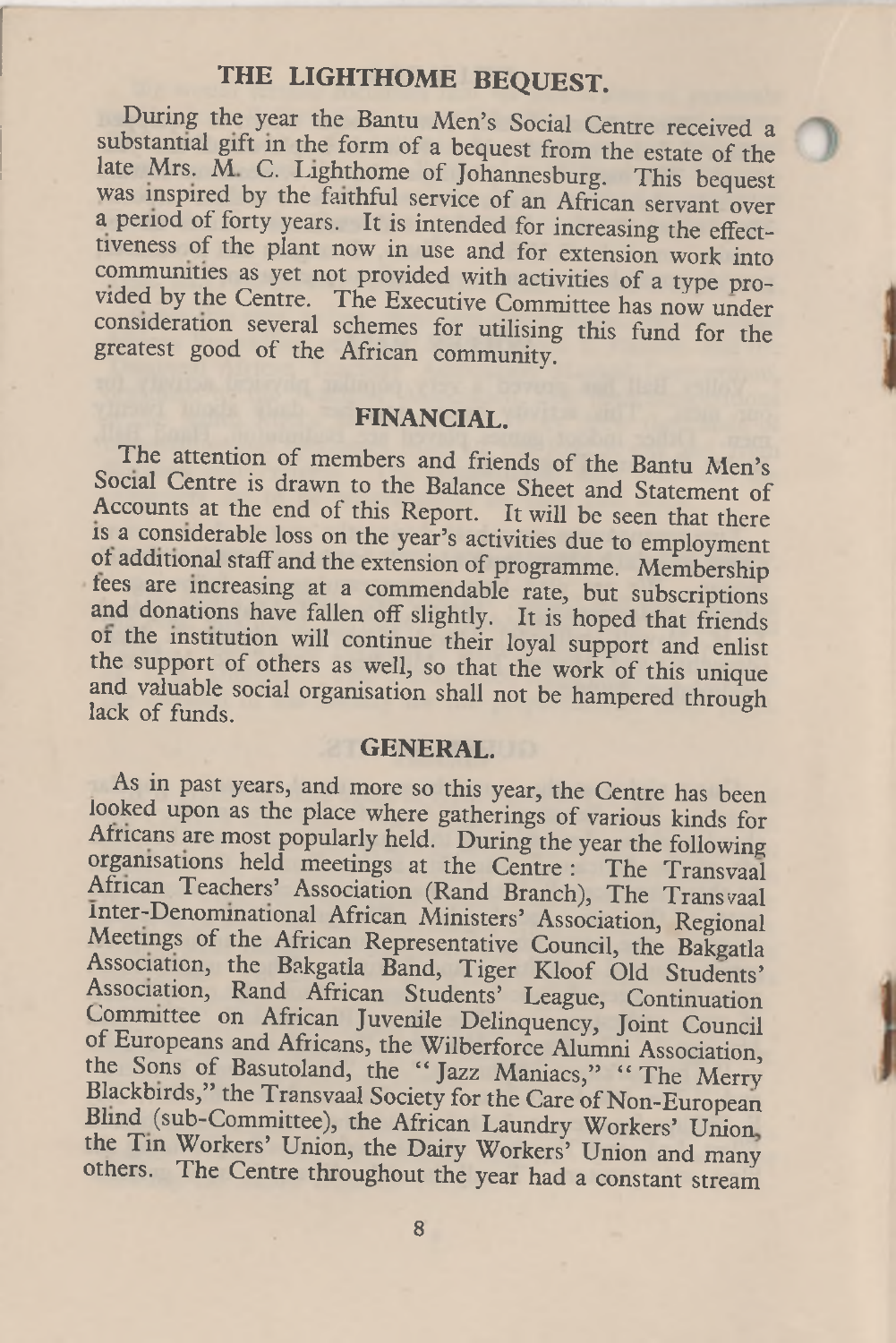## THE LIGHTHOME BEQUEST.

During the year the Bantu Men's Social Centre received a substantial gift in the form of a bequest from the estate of the late Mrs. M. C. Lighthome of Johannesburg. This bequest was inspired by the faithful service of an African servant over a period of forty years. It is intended for increasing the effecttiveness of the plant now in use and for extension work into communities as yet not provided with activities of a type provided by the Centre. The Executive Committee has now under consideration several schemes for utilising this fund for the greatest good of the African community.

## FINANCIAL.

The attention of members and friends of the Bantu Men's Social Centre is drawn to the Balance Sheet and Statement of Accounts at the end of this Report. It will be seen that there is a considerable loss on the year's activities due to employment of additional staff and the extension of programme. Membership fees are increasing at a commendable rate, but subscriptions and donations have fallen off slightly. It is hoped that friends of the institution will continue their loyal support and enlist the support of others as well, so that the work of this unique and valuable social organisation shall not be hampered through lack of funds.

## GENERAL.

As in past years, and more so this year, the Centre has been looked upon as the place where gatherings of various kinds for Africans are most popularly held. During the year the following organisations held meetings at the Centre: The Transvaal African Teachers' Association (Rand Branch), The Transvaal Inter-Denominational African Ministers' Association, Regional Meetings of the African Representative Council, the Bakgatla Association, the Bakgatla Band, Tiger Kloof Old Students' Association, Rand African Students' League, Continuation Committee on African Juvenile Delinquency, Joint Council of Europeans and Africans, the Wilberforce Alumni Association, the Sons of Basutoland, the "Jazz Maniacs," "The Merry Blackbirds," the Transvaal Society for the Care of Non-European Blind (sub-Committee), the African Laundry Workers' Union, the Tin Workers' Union, the Dairy Workers' Union and many others. The Centre throughout the year had a constant stream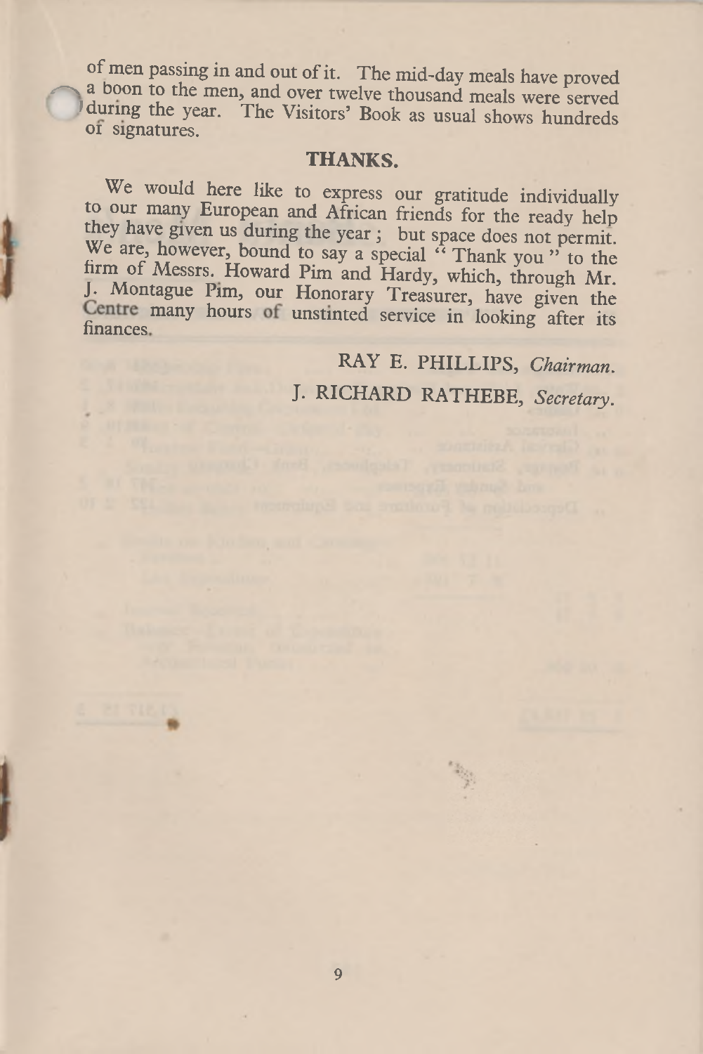of men passing in and out of it. The mid-day meals have proved a boon to the men, and over twelve thousand meals were served during the year. The Visitors' Book as usual shows hundreds of signatures.

## THANKS.

We would here like to express our gratitude individually to our many European and African friends for the ready help they have given us during the year; but space does not permit. We are, however, bound to say a special "Thank you" to the firm of Messrs. Howard Pim and Hardy, which, through Mr. J. Montague Pim, our Honorary Treasurer, have given the Centre many hours of unstinted service in looking after its finances.

RAY E. PHILLIPS, *Chairman.*

J. RICHARD RATHEBE, *Secretary.*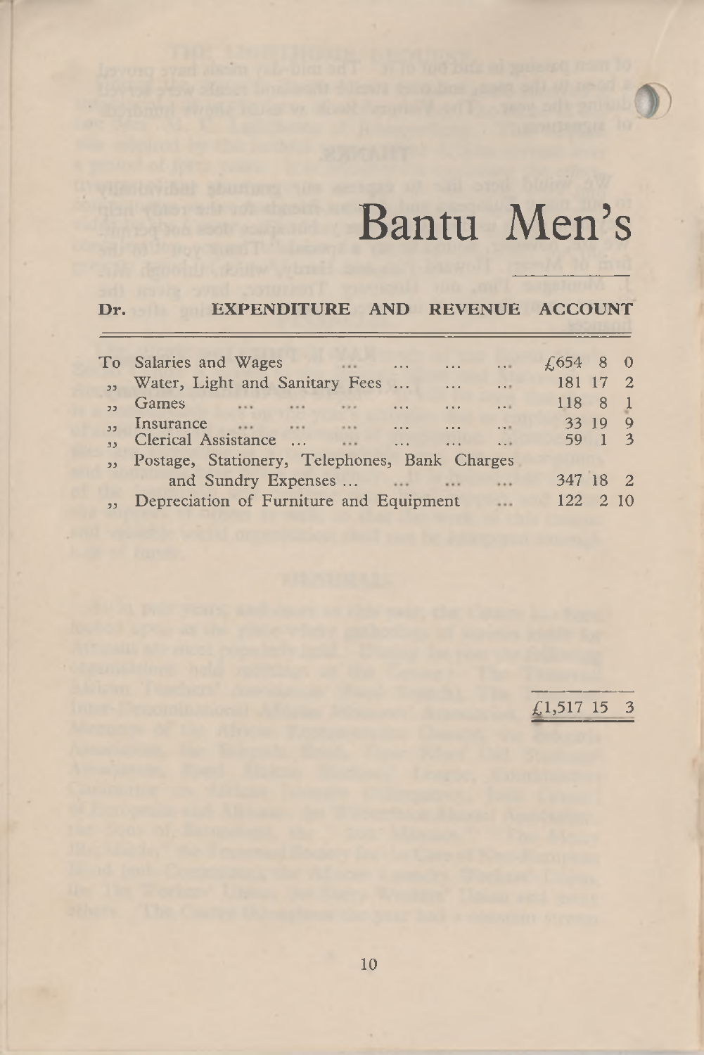# Bantu Men's

**Dr. EXPENDITURE AND REVENUE ACCOUNT**

| | | |
|---|---|---|
| To | Salaries and Wages ... ... ... ... | £654 8 0 |
| ,, | Water, Light and Sanitary Fees ... ... ... | 181 17 2 |
| ,, | Games ... ... ... ... ... ... ... | 118 8 1 |
| ,, | Insurance ... ... ... ... ... ... | 33 19 9 |
| ,, | Clerical Assistance ... ... ... ... ... | 59 1 3 |
| ,, | Postage, Stationery, Telephones, Bank Charges and Sundry Expenses ... ... ... ... | 347 18 2 |
| ,, | Depreciation of Furniture and Equipment ... | 122 2 10 |
| | | £1,517 15 3 |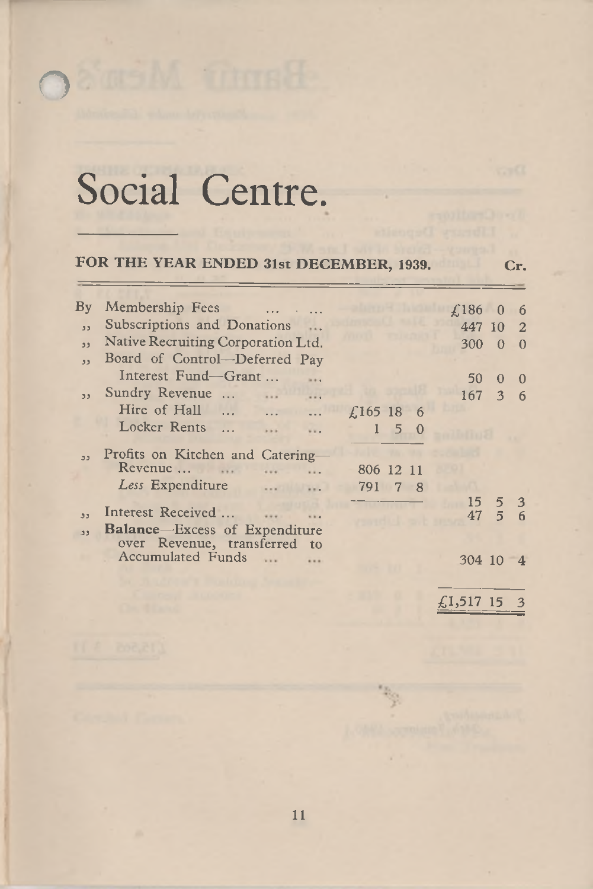# Social Centre.

## FOR THE YEAR ENDED 31st DECEMBER, 1939. Cr.

| | | |
|---|---|---|
| By Membership Fees ... ... | | £186 0 6 |
| „ Subscriptions and Donations ... | | 447 10 2 |
| „ Native Recruiting Corporation Ltd. | | 300 0 0 |
| „ Board of Control—Deferred Pay Interest Fund—Grant ... ... | | 50 0 0 |
| „ Sundry Revenue ... ... ... | | 167 3 6 |
| Hire of Hall ... ... ... | £165 18 6 | |
| Locker Rents ... ... ... | 1 5 0 | |
| „ Profits on Kitchen and Catering— | | |
| Revenue ... ... ... ... | 806 12 11 | |
| *Less* Expenditure ... ... | 791 7 8 | |
| | | 15 5 3 |
| „ Interest Received ... ... ... | | 47 5 6 |
| „ **Balance**—Excess of Expenditure over Revenue, transferred to Accumulated Funds ... ... | | 304 10 4 |
| | | £1,517 15 3 |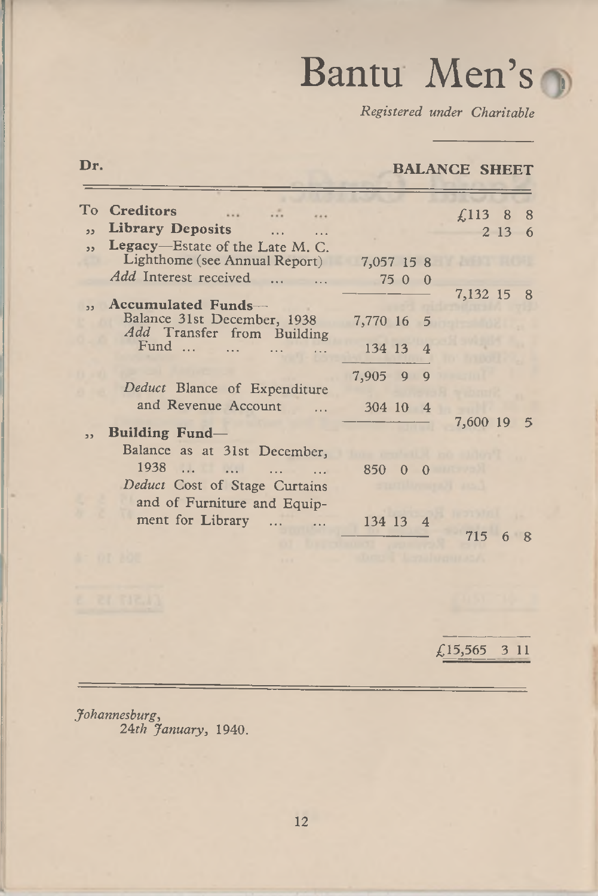# Bantu Men's

*Registered under Charitable*

**Dr.** **BALANCE SHEET**

| | | |
|---|---|---|
| To **Creditors** ... ... ... | | £113 8 8 |
| ,, **Library Deposits** ... ... | | 2 13 6 |
| ,, **Legacy**—Estate of the Late M. C. Lighthome (see Annual Report) | 7,057 15 8 | |
| *Add* Interest received ... ... | 75 0 0 | |
| | | 7,132 15 8 |
| ,, **Accumulated Funds**— | | |
| Balance 31st December, 1938 | 7,770 16 5 | |
| *Add* Transfer from Building Fund ... ... ... ... | 134 13 4 | |
| | 7,905 9 9 | |
| *Deduct* Blance of Expenditure and Revenue Account ... | 304 10 4 | |
| | | 7,600 19 5 |
| ,, **Building Fund**— | | |
| Balance as at 31st December, 1938 ... ... ... ... | 850 0 0 | |
| *Deduct* Cost of Stage Curtains and of Furniture and Equipment for Library ... ... | 134 13 4 | |
| | | 715 6 8 |
| | | £15,565 3 11 |

*Johannesburg,*
*24th January,* 1940.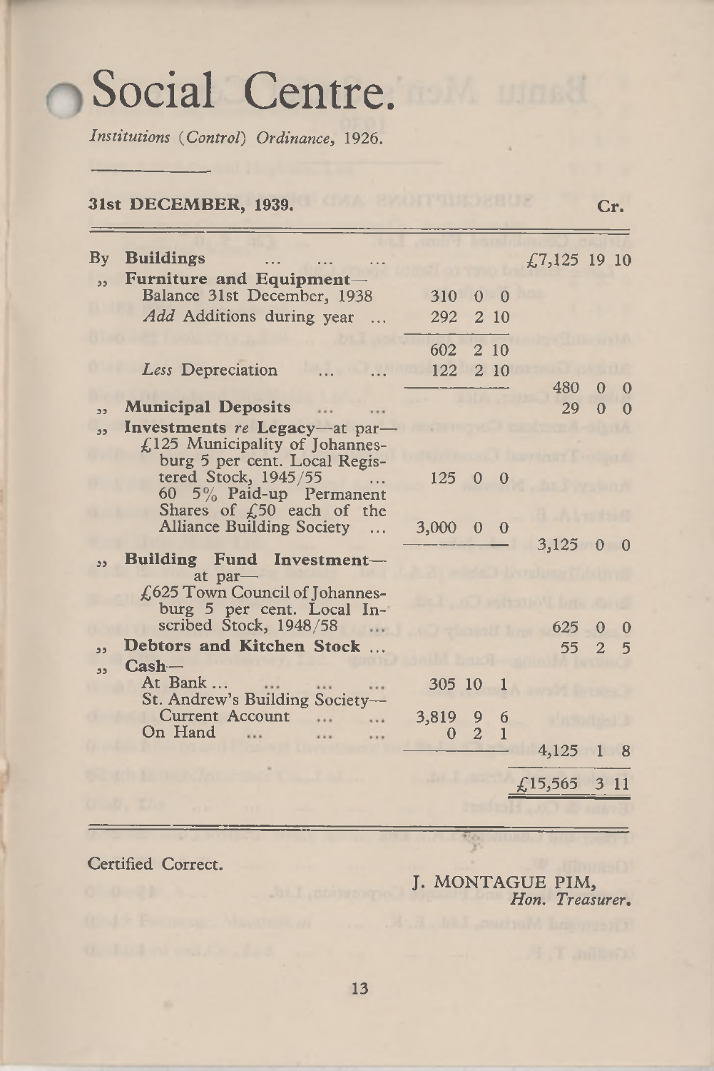# Social Centre.

*Institutions (Control) Ordinance, 1926.*

**31st DECEMBER, 1939.** **Cr.**

| | | | |
|---|---|---|---|
| By | **Buildings** ... ... ... | | £7,125 19 10 |
| ,, | **Furniture and Equipment**— | | |
| | Balance 31st December, 1938 | 310 0 0 | |
| | *Add* Additions during year ... | 292 2 10 | |
| | | 602 2 10 | |
| | *Less* Depreciation ... ... | 122 2 10 | |
| | | | 480 0 0 |
| ,, | **Municipal Deposits** ... ... | | 29 0 0 |
| ,, | **Investments** *re* **Legacy**—at par— | | |
| | £125 Municipality of Johannesburg 5 per cent. Local Registered Stock, 1945/55 ... | 125 0 0 | |
| | 60 5% Paid-up Permanent Shares of £50 each of the Alliance Building Society ... | 3,000 0 0 | |
| | | | 3,125 0 0 |
| ,, | **Building Fund Investment**—at par— | | |
| | £625 Town Council of Johannesburg 5 per cent. Local Inscribed Stock, 1948/58 ... | | 625 0 0 |
| ,, | **Debtors and Kitchen Stock** ... | | 55 2 5 |
| ,, | **Cash**— | | |
| | At Bank ... ... ... ... | 305 10 1 | |
| | St. Andrew's Building Society—Current Account ... ... | 3,819 9 6 | |
| | On Hand ... ... ... | 0 2 1 | |
| | | | 4,125 1 8 |
| | | | £15,565 3 11 |

Certified Correct.

J. MONTAGUE PIM,
*Hon. Treasurer.*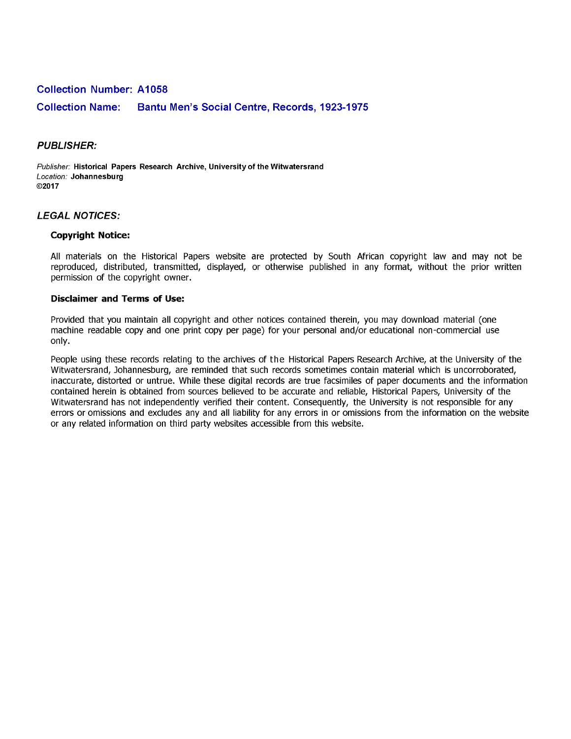**Collection Number: A1058**

**Collection Name: Bantu Men's Social Centre, Records, 1923-1975**

## *PUBLISHER:*

*Publisher:* **Historical Papers Research Archive, University of the Witwatersrand**
*Location:* **Johannesburg**
**©2017**

## *LEGAL NOTICES:*

### Copyright Notice:

All materials on the Historical Papers website are protected by South African copyright law and may not be reproduced, distributed, transmitted, displayed, or otherwise published in any format, without the prior written permission of the copyright owner.

### Disclaimer and Terms of Use:

Provided that you maintain all copyright and other notices contained therein, you may download material (one machine readable copy and one print copy per page) for your personal and/or educational non-commercial use only.

People using these records relating to the archives of the Historical Papers Research Archive, at the University of the Witwatersrand, Johannesburg, are reminded that such records sometimes contain material which is uncorroborated, inaccurate, distorted or untrue. While these digital records are true facsimiles of paper documents and the information contained herein is obtained from sources believed to be accurate and reliable, Historical Papers, University of the Witwatersrand has not independently verified their content. Consequently, the University is not responsible for any errors or omissions and excludes any and all liability for any errors in or omissions from the information on the website or any related information on third party websites accessible from this website.